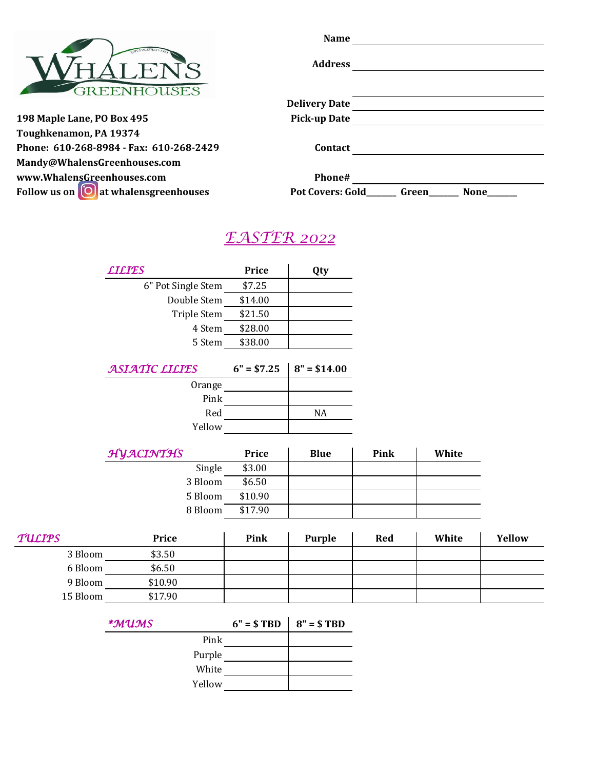**WHALENS GREENHOUSES**

**198 Maple Lane, PO Box 495**
**Toughkenamon, PA 19374**
**Phone: 610-268-8984 - Fax: 610-268-2429**
**Mandy@WhalensGreenhouses.com**
**www.WhalensGreenhouses.com**
**Follow us on at whalensgreenhouses**

**Name** ____________________

**Address** ____________________

____________________

**Delivery Date** ____________________

**Pick-up Date** ____________________

**Contact** ____________________

**Phone#** ____________________

**Pot Covers: Gold**______ **Green**______ **None**______

# *EASTER 2022*

| *LILIES* | Price | Qty |
|---|---|---|
| 6" Pot Single Stem | $7.25 | |
| Double Stem | $14.00 | |
| Triple Stem | $21.50 | |
| 4 Stem | $28.00 | |
| 5 Stem | $38.00 | |

| *ASIATIC LILIES* | 6" = $7.25 | 8" = $14.00 |
|---|---|---|
| Orange | | |
| Pink | | |
| Red | | NA |
| Yellow | | |

| *HYACINTHS* | Price | Blue | Pink | White |
|---|---|---|---|---|
| Single | $3.00 | | | |
| 3 Bloom | $6.50 | | | |
| 5 Bloom | $10.90 | | | |
| 8 Bloom | $17.90 | | | |

| *TULIPS* | Price | Pink | Purple | Red | White | Yellow |
|---|---|---|---|---|---|---|
| 3 Bloom | $3.50 | | | | | |
| 6 Bloom | $6.50 | | | | | |
| 9 Bloom | $10.90 | | | | | |
| 15 Bloom | $17.90 | | | | | |

| *\*MUMS* | 6" = $ TBD | 8" = $ TBD |
|---|---|---|
| Pink | | |
| Purple | | |
| White | | |
| Yellow | | |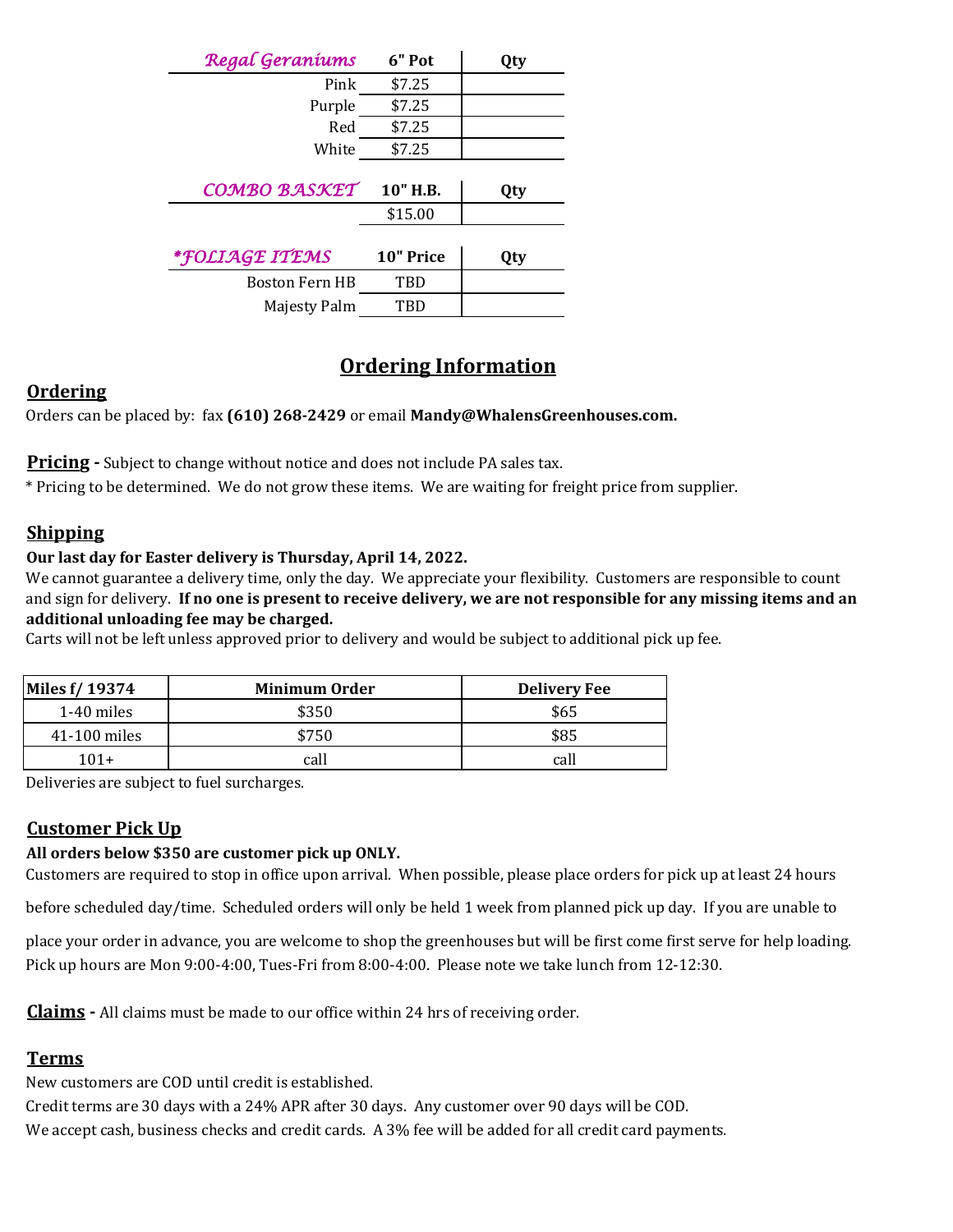| *Regal Geraniums* | 6" Pot | Qty |
|---|---|---|
| Pink | $7.25 | |
| Purple | $7.25 | |
| Red | $7.25 | |
| White | $7.25 | |

| *COMBO BASKET* | 10" H.B. | Qty |
|---|---|---|
| | $15.00 | |

| *\*FOLIAGE ITEMS* | 10" Price | Qty |
|---|---|---|
| Boston Fern HB | TBD | |
| Majesty Palm | TBD | |

## Ordering Information

### Ordering

Orders can be placed by: fax **(610) 268-2429** or email **Mandy@WhalensGreenhouses.com.**

**Pricing -** Subject to change without notice and does not include PA sales tax.

* Pricing to be determined. We do not grow these items. We are waiting for freight price from supplier.

### Shipping

**Our last day for Easter delivery is Thursday, April 14, 2022.**

We cannot guarantee a delivery time, only the day. We appreciate your flexibility. Customers are responsible to count and sign for delivery. **If no one is present to receive delivery, we are not responsible for any missing items and an additional unloading fee may be charged.**

Carts will not be left unless approved prior to delivery and would be subject to additional pick up fee.

| Miles f/ 19374 | Minimum Order | Delivery Fee |
|---|---|---|
| 1-40 miles | $350 | $65 |
| 41-100 miles | $750 | $85 |
| 101+ | call | call |

Deliveries are subject to fuel surcharges.

### Customer Pick Up

**All orders below $350 are customer pick up ONLY.**

Customers are required to stop in office upon arrival. When possible, please place orders for pick up at least 24 hours before scheduled day/time. Scheduled orders will only be held 1 week from planned pick up day. If you are unable to place your order in advance, you are welcome to shop the greenhouses but will be first come first serve for help loading. Pick up hours are Mon 9:00-4:00, Tues-Fri from 8:00-4:00. Please note we take lunch from 12-12:30.

**Claims -** All claims must be made to our office within 24 hrs of receiving order.

### Terms

New customers are COD until credit is established.

Credit terms are 30 days with a 24% APR after 30 days. Any customer over 90 days will be COD.

We accept cash, business checks and credit cards. A 3% fee will be added for all credit card payments.